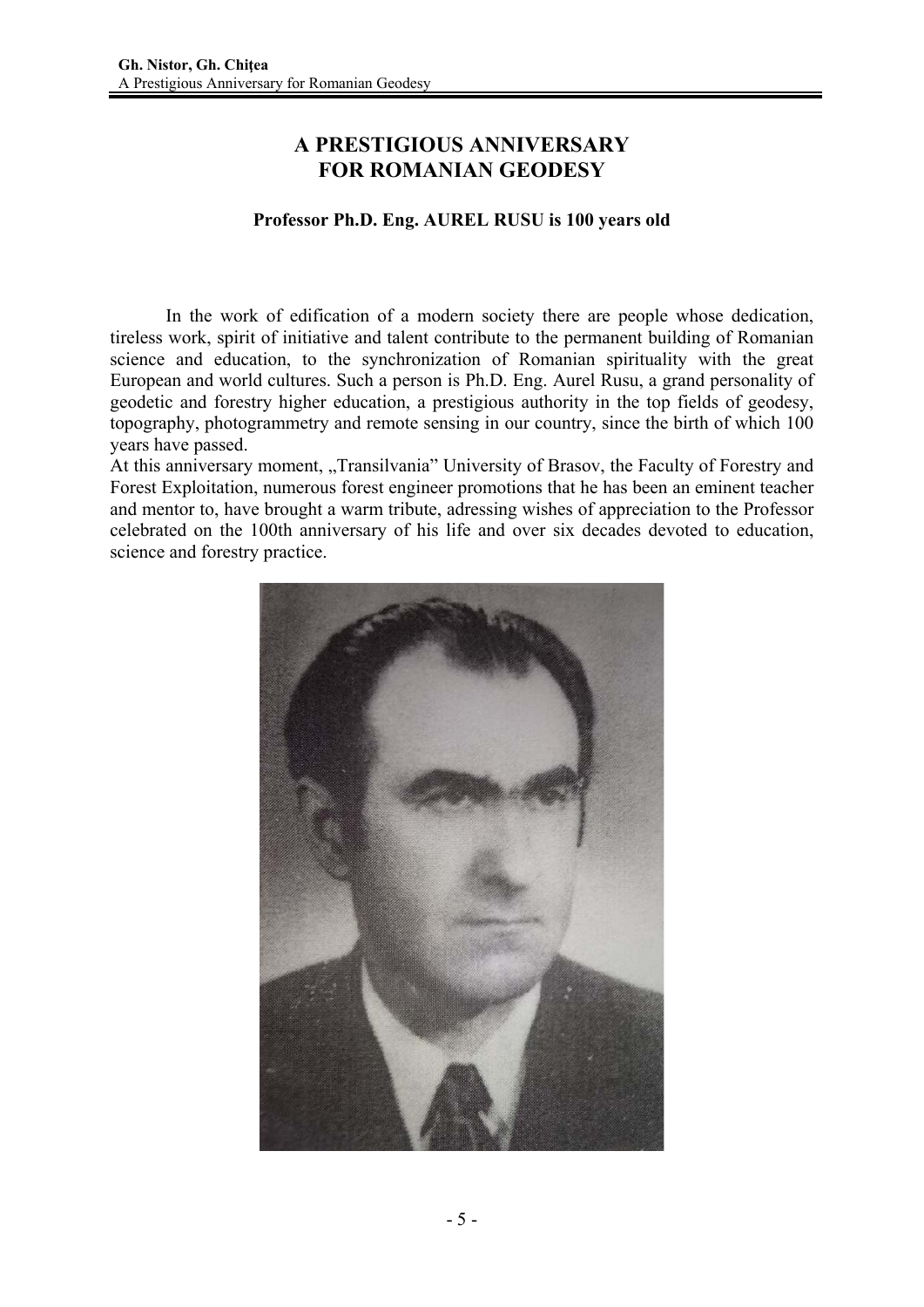# A PRESTIGIOUS ANNIVERSARY FOR ROMANIAN GEODESY

**Professor Ph.D. Eng. AUREL RUSU is 100 years old**

In the work of edification of a modern society there are people whose dedication, tireless work, spirit of initiative and talent contribute to the permanent building of Romanian science and education, to the synchronization of Romanian spirituality with the great European and world cultures. Such a person is Ph.D. Eng. Aurel Rusu, a grand personality of geodetic and forestry higher education, a prestigious authority in the top fields of geodesy, topography, photogrammetry and remote sensing in our country, since the birth of which 100 years have passed.

At this anniversary moment, „Transilvania" University of Brasov, the Faculty of Forestry and Forest Exploitation, numerous forest engineer promotions that he has been an eminent teacher and mentor to, have brought a warm tribute, adressing wishes of appreciation to the Professor celebrated on the 100th anniversary of his life and over six decades devoted to education, science and forestry practice.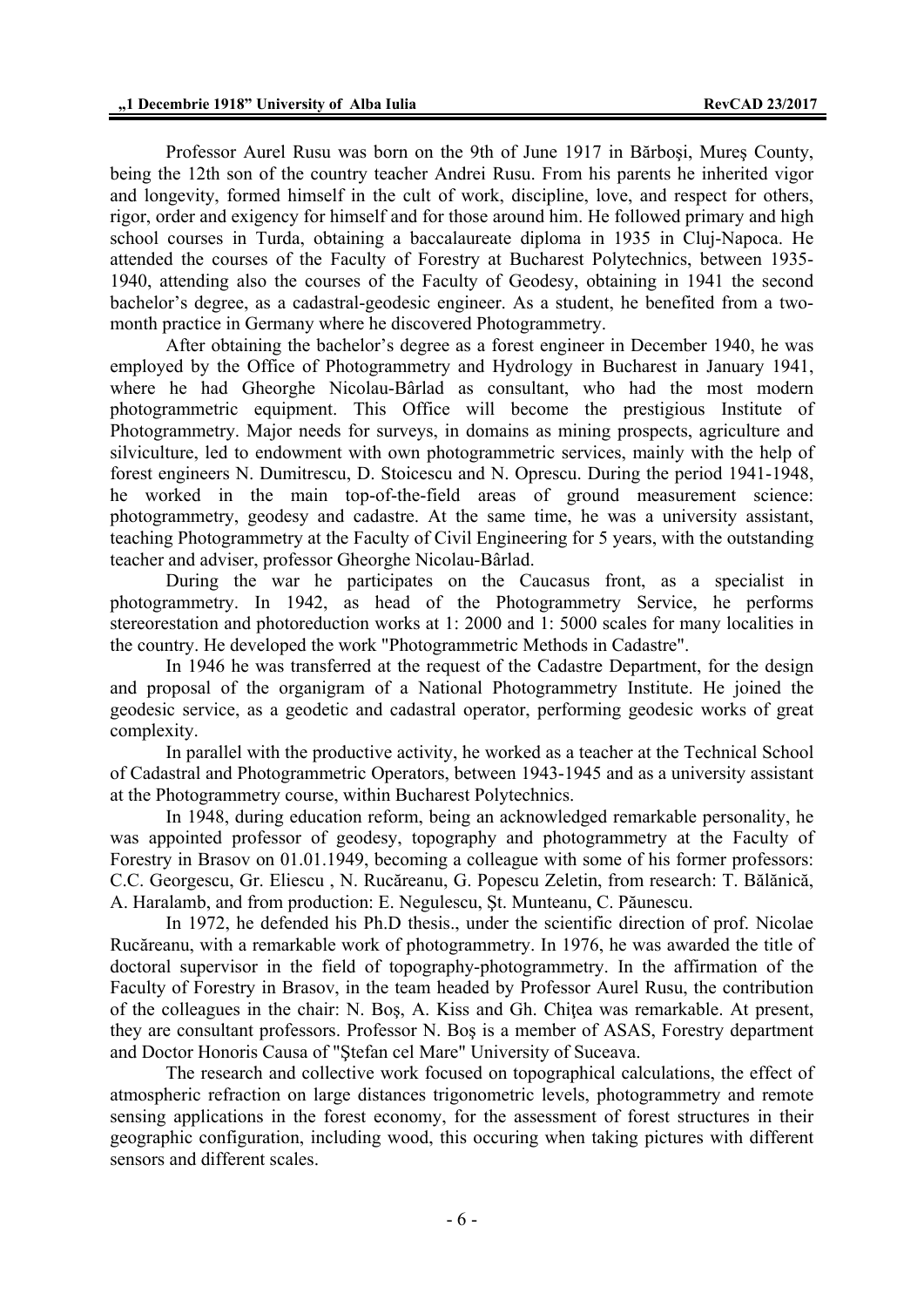Professor Aurel Rusu was born on the 9th of June 1917 in Bărboşi, Mureș County, being the 12th son of the country teacher Andrei Rusu. From his parents he inherited vigor and longevity, formed himself in the cult of work, discipline, love, and respect for others, rigor, order and exigency for himself and for those around him. He followed primary and high school courses in Turda, obtaining a baccalaureate diploma in 1935 in Cluj-Napoca. He attended the courses of the Faculty of Forestry at Bucharest Polytechnics, between 1935-1940, attending also the courses of the Faculty of Geodesy, obtaining in 1941 the second bachelor's degree, as a cadastral-geodesic engineer. As a student, he benefited from a two-month practice in Germany where he discovered Photogrammetry.

After obtaining the bachelor's degree as a forest engineer in December 1940, he was employed by the Office of Photogrammetry and Hydrology in Bucharest in January 1941, where he had Gheorghe Nicolau-Bârlad as consultant, who had the most modern photogrammetric equipment. This Office will become the prestigious Institute of Photogrammetry. Major needs for surveys, in domains as mining prospects, agriculture and silviculture, led to endowment with own photogrammetric services, mainly with the help of forest engineers N. Dumitrescu, D. Stoicescu and N. Oprescu. During the period 1941-1948, he worked in the main top-of-the-field areas of ground measurement science: photogrammetry, geodesy and cadastre. At the same time, he was a university assistant, teaching Photogrammetry at the Faculty of Civil Engineering for 5 years, with the outstanding teacher and adviser, professor Gheorghe Nicolau-Bârlad.

During the war he participates on the Caucasus front, as a specialist in photogrammetry. In 1942, as head of the Photogrammetry Service, he performs stereorestation and photoreduction works at 1: 2000 and 1: 5000 scales for many localities in the country. He developed the work "Photogrammetric Methods in Cadastre".

In 1946 he was transferred at the request of the Cadastre Department, for the design and proposal of the organigram of a National Photogrammetry Institute. He joined the geodesic service, as a geodetic and cadastral operator, performing geodesic works of great complexity.

In parallel with the productive activity, he worked as a teacher at the Technical School of Cadastral and Photogrammetric Operators, between 1943-1945 and as a university assistant at the Photogrammetry course, within Bucharest Polytechnics.

In 1948, during education reform, being an acknowledged remarkable personality, he was appointed professor of geodesy, topography and photogrammetry at the Faculty of Forestry in Brasov on 01.01.1949, becoming a colleague with some of his former professors: C.C. Georgescu, Gr. Eliescu , N. Rucăreanu, G. Popescu Zeletin, from research: T. Bălănică, A. Haralamb, and from production: E. Negulescu, Șt. Munteanu, C. Păunescu.

In 1972, he defended his Ph.D thesis., under the scientific direction of prof. Nicolae Rucăreanu, with a remarkable work of photogrammetry. In 1976, he was awarded the title of doctoral supervisor in the field of topography-photogrammetry. In the affirmation of the Faculty of Forestry in Brasov, in the team headed by Professor Aurel Rusu, the contribution of the colleagues in the chair: N. Boş, A. Kiss and Gh. Chiţea was remarkable. At present, they are consultant professors. Professor N. Boş is a member of ASAS, Forestry department and Doctor Honoris Causa of "Ștefan cel Mare" University of Suceava.

The research and collective work focused on topographical calculations, the effect of atmospheric refraction on large distances trigonometric levels, photogrammetry and remote sensing applications in the forest economy, for the assessment of forest structures in their geographic configuration, including wood, this occuring when taking pictures with different sensors and different scales.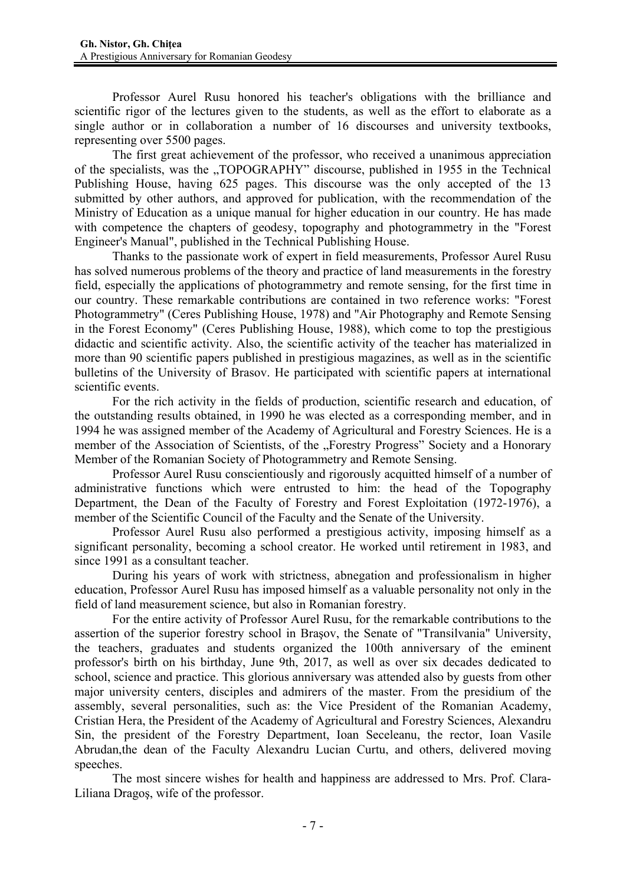Professor Aurel Rusu honored his teacher's obligations with the brilliance and scientific rigor of the lectures given to the students, as well as the effort to elaborate as a single author or in collaboration a number of 16 discourses and university textbooks, representing over 5500 pages.

The first great achievement of the professor, who received a unanimous appreciation of the specialists, was the „TOPOGRAPHY” discourse, published in 1955 in the Technical Publishing House, having 625 pages. This discourse was the only accepted of the 13 submitted by other authors, and approved for publication, with the recommendation of the Ministry of Education as a unique manual for higher education in our country. He has made with competence the chapters of geodesy, topography and photogrammetry in the "Forest Engineer's Manual", published in the Technical Publishing House.

Thanks to the passionate work of expert in field measurements, Professor Aurel Rusu has solved numerous problems of the theory and practice of land measurements in the forestry field, especially the applications of photogrammetry and remote sensing, for the first time in our country. These remarkable contributions are contained in two reference works: "Forest Photogrammetry" (Ceres Publishing House, 1978) and "Air Photography and Remote Sensing in the Forest Economy" (Ceres Publishing House, 1988), which come to top the prestigious didactic and scientific activity. Also, the scientific activity of the teacher has materialized in more than 90 scientific papers published in prestigious magazines, as well as in the scientific bulletins of the University of Brasov. He participated with scientific papers at international scientific events.

For the rich activity in the fields of production, scientific research and education, of the outstanding results obtained, in 1990 he was elected as a corresponding member, and in 1994 he was assigned member of the Academy of Agricultural and Forestry Sciences. He is a member of the Association of Scientists, of the „Forestry Progress” Society and a Honorary Member of the Romanian Society of Photogrammetry and Remote Sensing.

Professor Aurel Rusu conscientiously and rigorously acquitted himself of a number of administrative functions which were entrusted to him: the head of the Topography Department, the Dean of the Faculty of Forestry and Forest Exploitation (1972-1976), a member of the Scientific Council of the Faculty and the Senate of the University.

Professor Aurel Rusu also performed a prestigious activity, imposing himself as a significant personality, becoming a school creator. He worked until retirement in 1983, and since 1991 as a consultant teacher.

During his years of work with strictness, abnegation and professionalism in higher education, Professor Aurel Rusu has imposed himself as a valuable personality not only in the field of land measurement science, but also in Romanian forestry.

For the entire activity of Professor Aurel Rusu, for the remarkable contributions to the assertion of the superior forestry school in Braşov, the Senate of "Transilvania" University, the teachers, graduates and students organized the 100th anniversary of the eminent professor's birth on his birthday, June 9th, 2017, as well as over six decades dedicated to school, science and practice. This glorious anniversary was attended also by guests from other major university centers, disciples and admirers of the master. From the presidium of the assembly, several personalities, such as: the Vice President of the Romanian Academy, Cristian Hera, the President of the Academy of Agricultural and Forestry Sciences, Alexandru Sin, the president of the Forestry Department, Ioan Seceleanu, the rector, Ioan Vasile Abrudan,the dean of the Faculty Alexandru Lucian Curtu, and others, delivered moving speeches.

The most sincere wishes for health and happiness are addressed to Mrs. Prof. Clara-Liliana Dragoş, wife of the professor.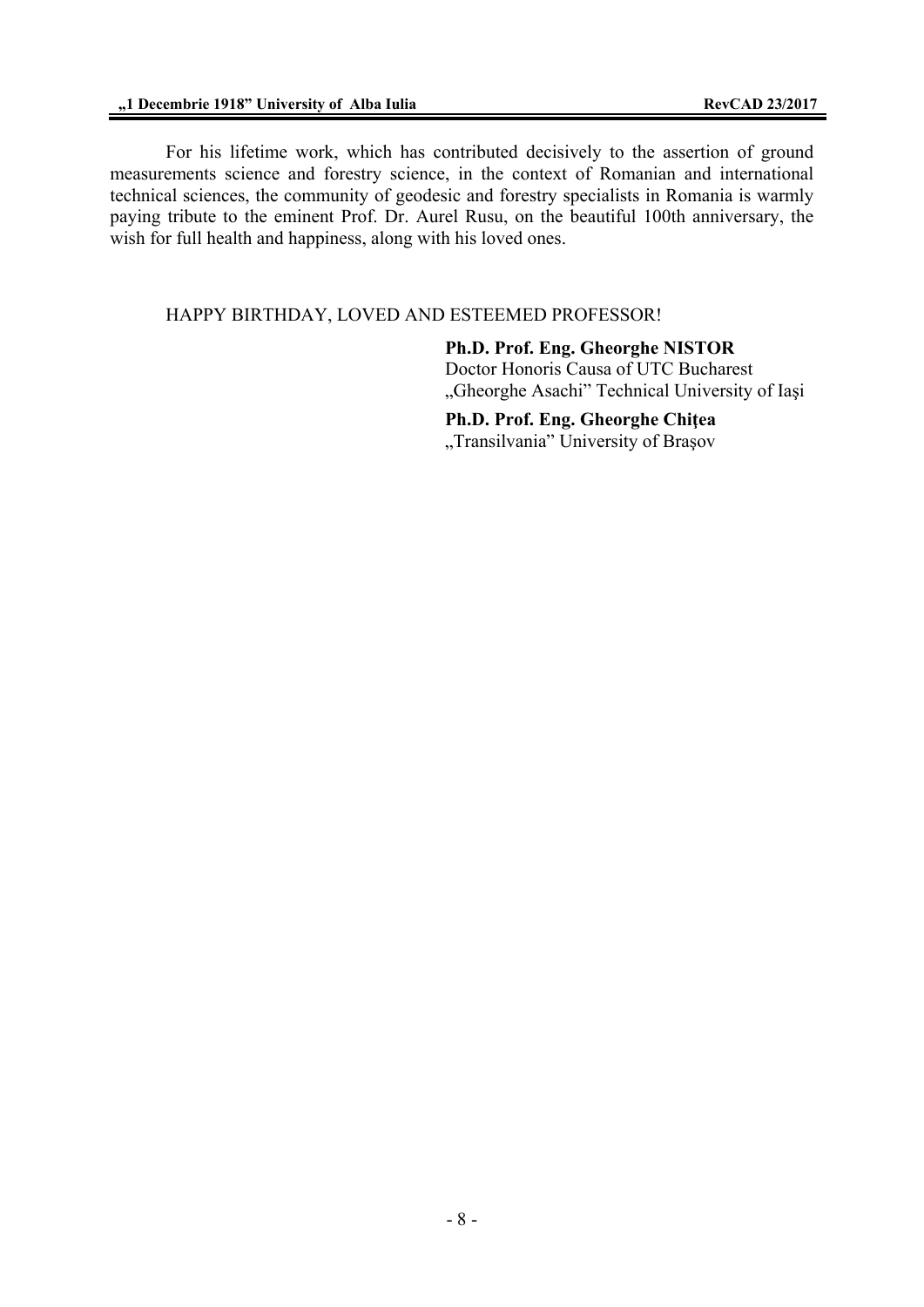For his lifetime work, which has contributed decisively to the assertion of ground measurements science and forestry science, in the context of Romanian and international technical sciences, the community of geodesic and forestry specialists in Romania is warmly paying tribute to the eminent Prof. Dr. Aurel Rusu, on the beautiful 100th anniversary, the wish for full health and happiness, along with his loved ones.

HAPPY BIRTHDAY, LOVED AND ESTEEMED PROFESSOR!

**Ph.D. Prof. Eng. Gheorghe NISTOR**
Doctor Honoris Causa of UTC Bucharest
„Gheorghe Asachi" Technical University of Iaşi

**Ph.D. Prof. Eng. Gheorghe Chiţea**
„Transilvania" University of Braşov